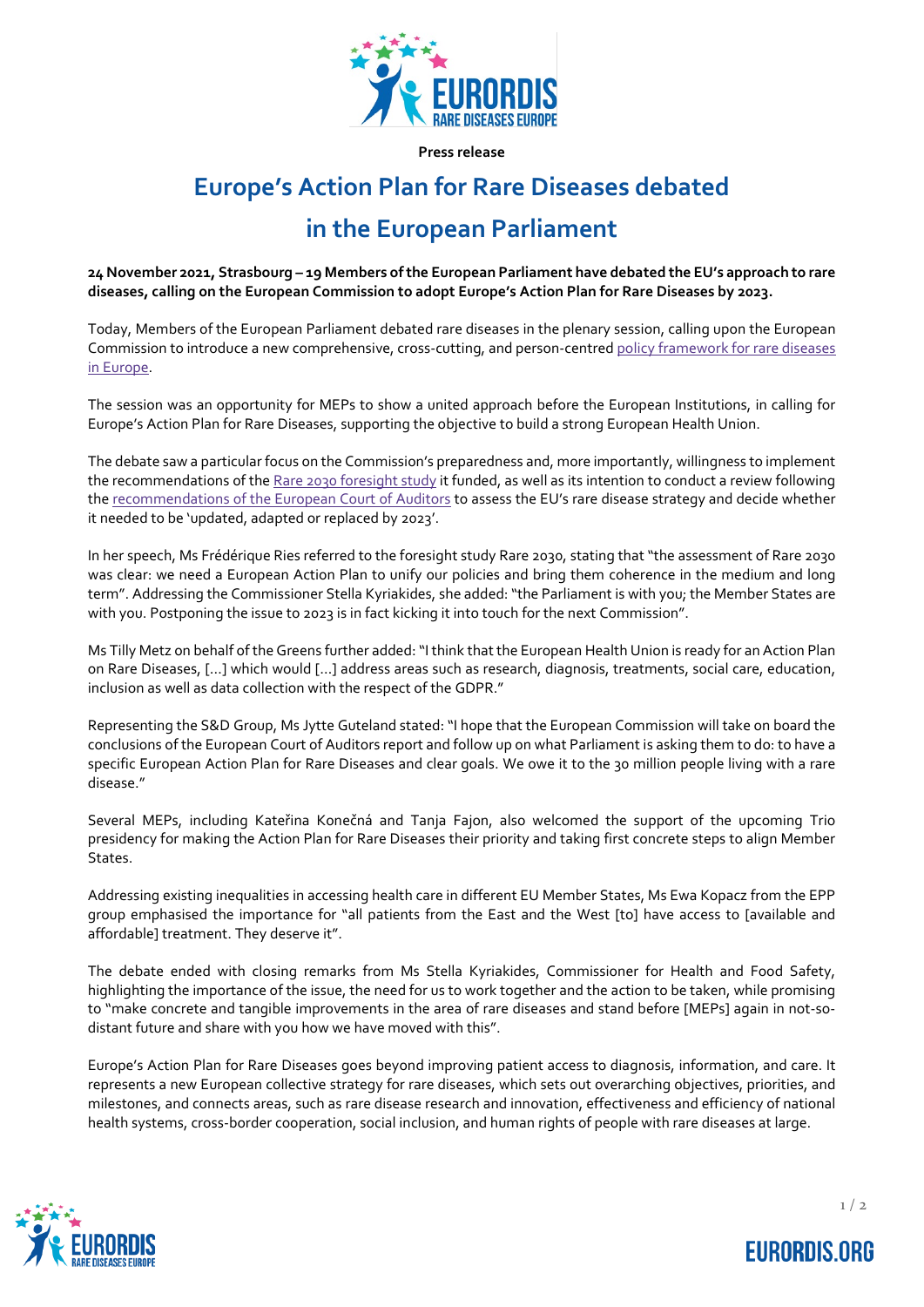**Press release**

# Europe's Action Plan for Rare Diseases debated in the European Parliament

**24 November 2021, Strasbourg – 19 Members of the European Parliament have debated the EU's approach to rare diseases, calling on the European Commission to adopt Europe's Action Plan for Rare Diseases by 2023.**

Today, Members of the European Parliament debated rare diseases in the plenary session, calling upon the European Commission to introduce a new comprehensive, cross-cutting, and person-centred policy framework for rare diseases in Europe.

The session was an opportunity for MEPs to show a united approach before the European Institutions, in calling for Europe's Action Plan for Rare Diseases, supporting the objective to build a strong European Health Union.

The debate saw a particular focus on the Commission's preparedness and, more importantly, willingness to implement the recommendations of the Rare 2030 foresight study it funded, as well as its intention to conduct a review following the recommendations of the European Court of Auditors to assess the EU's rare disease strategy and decide whether it needed to be 'updated, adapted or replaced by 2023'.

In her speech, Ms Frédérique Ries referred to the foresight study Rare 2030, stating that "the assessment of Rare 2030 was clear: we need a European Action Plan to unify our policies and bring them coherence in the medium and long term". Addressing the Commissioner Stella Kyriakides, she added: "the Parliament is with you; the Member States are with you. Postponing the issue to 2023 is in fact kicking it into touch for the next Commission".

Ms Tilly Metz on behalf of the Greens further added: "I think that the European Health Union is ready for an Action Plan on Rare Diseases, […] which would […] address areas such as research, diagnosis, treatments, social care, education, inclusion as well as data collection with the respect of the GDPR."

Representing the S&D Group, Ms Jytte Guteland stated: "I hope that the European Commission will take on board the conclusions of the European Court of Auditors report and follow up on what Parliament is asking them to do: to have a specific European Action Plan for Rare Diseases and clear goals. We owe it to the 30 million people living with a rare disease."

Several MEPs, including Kateřina Konečná and Tanja Fajon, also welcomed the support of the upcoming Trio presidency for making the Action Plan for Rare Diseases their priority and taking first concrete steps to align Member States.

Addressing existing inequalities in accessing health care in different EU Member States, Ms Ewa Kopacz from the EPP group emphasised the importance for "all patients from the East and the West [to] have access to [available and affordable] treatment. They deserve it".

The debate ended with closing remarks from Ms Stella Kyriakides, Commissioner for Health and Food Safety, highlighting the importance of the issue, the need for us to work together and the action to be taken, while promising to "make concrete and tangible improvements in the area of rare diseases and stand before [MEPs] again in not-so-distant future and share with you how we have moved with this".

Europe's Action Plan for Rare Diseases goes beyond improving patient access to diagnosis, information, and care. It represents a new European collective strategy for rare diseases, which sets out overarching objectives, priorities, and milestones, and connects areas, such as rare disease research and innovation, effectiveness and efficiency of national health systems, cross-border cooperation, social inclusion, and human rights of people with rare diseases at large.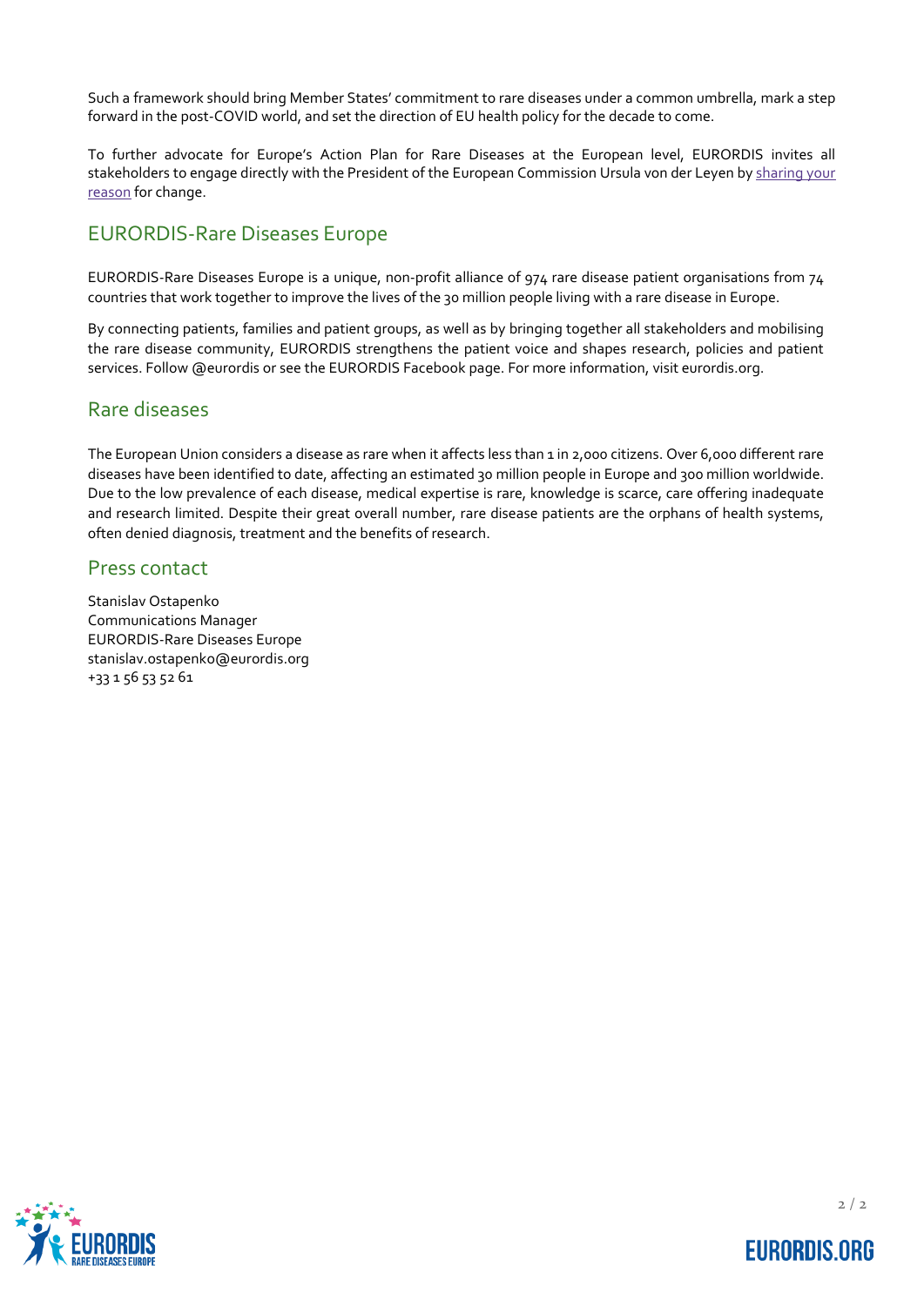Such a framework should bring Member States' commitment to rare diseases under a common umbrella, mark a step forward in the post-COVID world, and set the direction of EU health policy for the decade to come.

To further advocate for Europe's Action Plan for Rare Diseases at the European level, EURORDIS invites all stakeholders to engage directly with the President of the European Commission Ursula von der Leyen by sharing your reason for change.

## EURORDIS-Rare Diseases Europe

EURORDIS-Rare Diseases Europe is a unique, non-profit alliance of 974 rare disease patient organisations from 74 countries that work together to improve the lives of the 30 million people living with a rare disease in Europe.

By connecting patients, families and patient groups, as well as by bringing together all stakeholders and mobilising the rare disease community, EURORDIS strengthens the patient voice and shapes research, policies and patient services. Follow @eurordis or see the EURORDIS Facebook page. For more information, visit eurordis.org.

## Rare diseases

The European Union considers a disease as rare when it affects less than 1 in 2,000 citizens. Over 6,000 different rare diseases have been identified to date, affecting an estimated 30 million people in Europe and 300 million worldwide. Due to the low prevalence of each disease, medical expertise is rare, knowledge is scarce, care offering inadequate and research limited. Despite their great overall number, rare disease patients are the orphans of health systems, often denied diagnosis, treatment and the benefits of research.

## Press contact

Stanislav Ostapenko  
Communications Manager  
EURORDIS-Rare Diseases Europe  
stanislav.ostapenko@eurordis.org  
+33 1 56 53 52 61